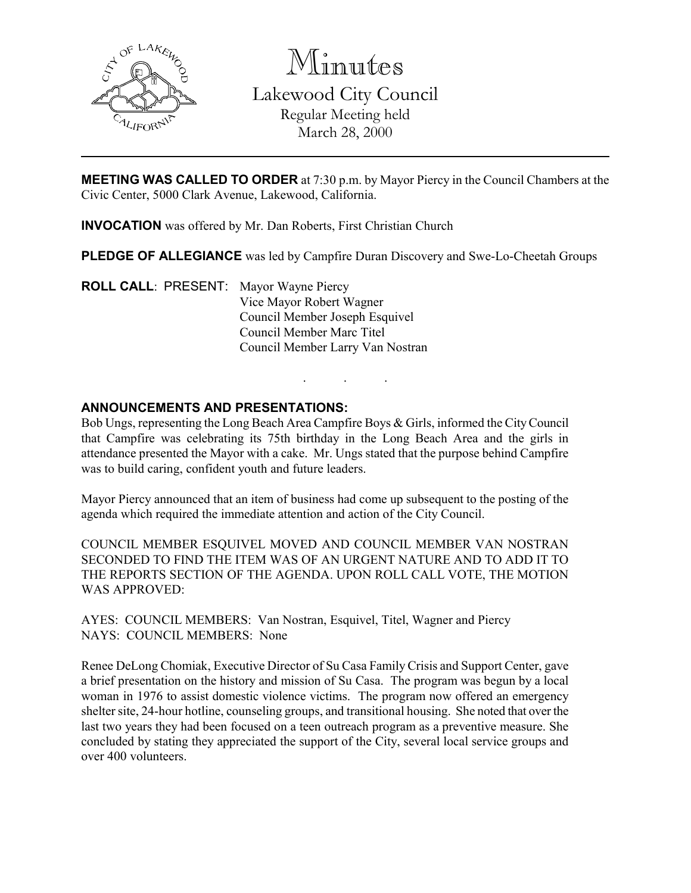# Minutes

Lakewood City Council

Regular Meeting held

March 28, 2000

---

**MEETING WAS CALLED TO ORDER** at 7:30 p.m. by Mayor Piercy in the Council Chambers at the Civic Center, 5000 Clark Avenue, Lakewood, California.

**INVOCATION** was offered by Mr. Dan Roberts, First Christian Church

**PLEDGE OF ALLEGIANCE** was led by Campfire Duran Discovery and Swe-Lo-Cheetah Groups

**ROLL CALL**: PRESENT: Mayor Wayne Piercy
Vice Mayor Robert Wagner
Council Member Joseph Esquivel
Council Member Marc Titel
Council Member Larry Van Nostran

. . .

**ANNOUNCEMENTS AND PRESENTATIONS:**

Bob Ungs, representing the Long Beach Area Campfire Boys & Girls, informed the City Council that Campfire was celebrating its 75th birthday in the Long Beach Area and the girls in attendance presented the Mayor with a cake. Mr. Ungs stated that the purpose behind Campfire was to build caring, confident youth and future leaders.

Mayor Piercy announced that an item of business had come up subsequent to the posting of the agenda which required the immediate attention and action of the City Council.

COUNCIL MEMBER ESQUIVEL MOVED AND COUNCIL MEMBER VAN NOSTRAN SECONDED TO FIND THE ITEM WAS OF AN URGENT NATURE AND TO ADD IT TO THE REPORTS SECTION OF THE AGENDA. UPON ROLL CALL VOTE, THE MOTION WAS APPROVED:

AYES: COUNCIL MEMBERS: Van Nostran, Esquivel, Titel, Wagner and Piercy
NAYS: COUNCIL MEMBERS: None

Renee DeLong Chomiak, Executive Director of Su Casa Family Crisis and Support Center, gave a brief presentation on the history and mission of Su Casa. The program was begun by a local woman in 1976 to assist domestic violence victims. The program now offered an emergency shelter site, 24-hour hotline, counseling groups, and transitional housing. She noted that over the last two years they had been focused on a teen outreach program as a preventive measure. She concluded by stating they appreciated the support of the City, several local service groups and over 400 volunteers.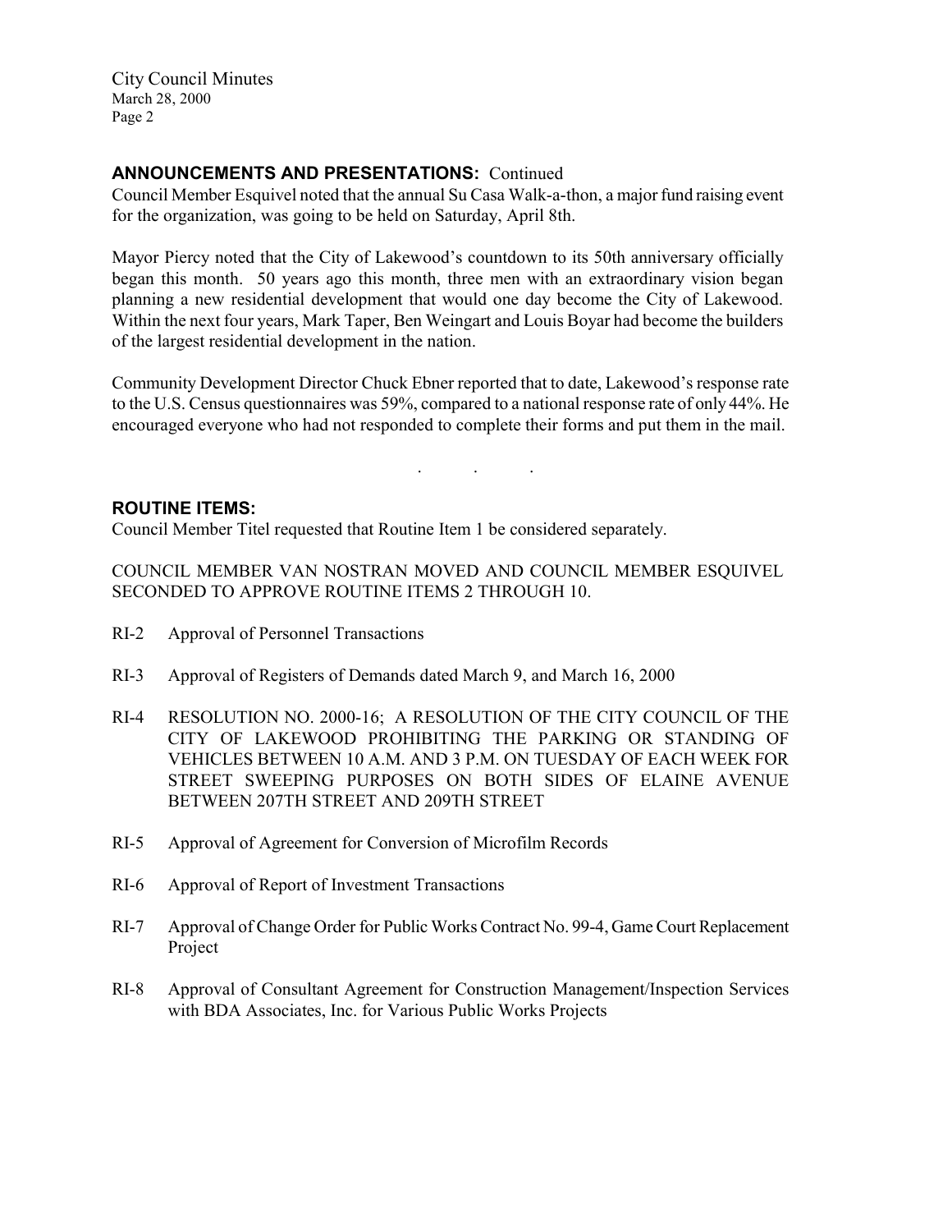**ANNOUNCEMENTS AND PRESENTATIONS:** Continued

Council Member Esquivel noted that the annual Su Casa Walk-a-thon, a major fund raising event for the organization, was going to be held on Saturday, April 8th.

Mayor Piercy noted that the City of Lakewood's countdown to its 50th anniversary officially began this month. 50 years ago this month, three men with an extraordinary vision began planning a new residential development that would one day become the City of Lakewood. Within the next four years, Mark Taper, Ben Weingart and Louis Boyar had become the builders of the largest residential development in the nation.

Community Development Director Chuck Ebner reported that to date, Lakewood's response rate to the U.S. Census questionnaires was 59%, compared to a national response rate of only 44%. He encouraged everyone who had not responded to complete their forms and put them in the mail.

. . .

**ROUTINE ITEMS:**

Council Member Titel requested that Routine Item 1 be considered separately.

COUNCIL MEMBER VAN NOSTRAN MOVED AND COUNCIL MEMBER ESQUIVEL SECONDED TO APPROVE ROUTINE ITEMS 2 THROUGH 10.

RI-2 Approval of Personnel Transactions

RI-3 Approval of Registers of Demands dated March 9, and March 16, 2000

RI-4 RESOLUTION NO. 2000-16; A RESOLUTION OF THE CITY COUNCIL OF THE CITY OF LAKEWOOD PROHIBITING THE PARKING OR STANDING OF VEHICLES BETWEEN 10 A.M. AND 3 P.M. ON TUESDAY OF EACH WEEK FOR STREET SWEEPING PURPOSES ON BOTH SIDES OF ELAINE AVENUE BETWEEN 207TH STREET AND 209TH STREET

RI-5 Approval of Agreement for Conversion of Microfilm Records

RI-6 Approval of Report of Investment Transactions

RI-7 Approval of Change Order for Public Works Contract No. 99-4, Game Court Replacement Project

RI-8 Approval of Consultant Agreement for Construction Management/Inspection Services with BDA Associates, Inc. for Various Public Works Projects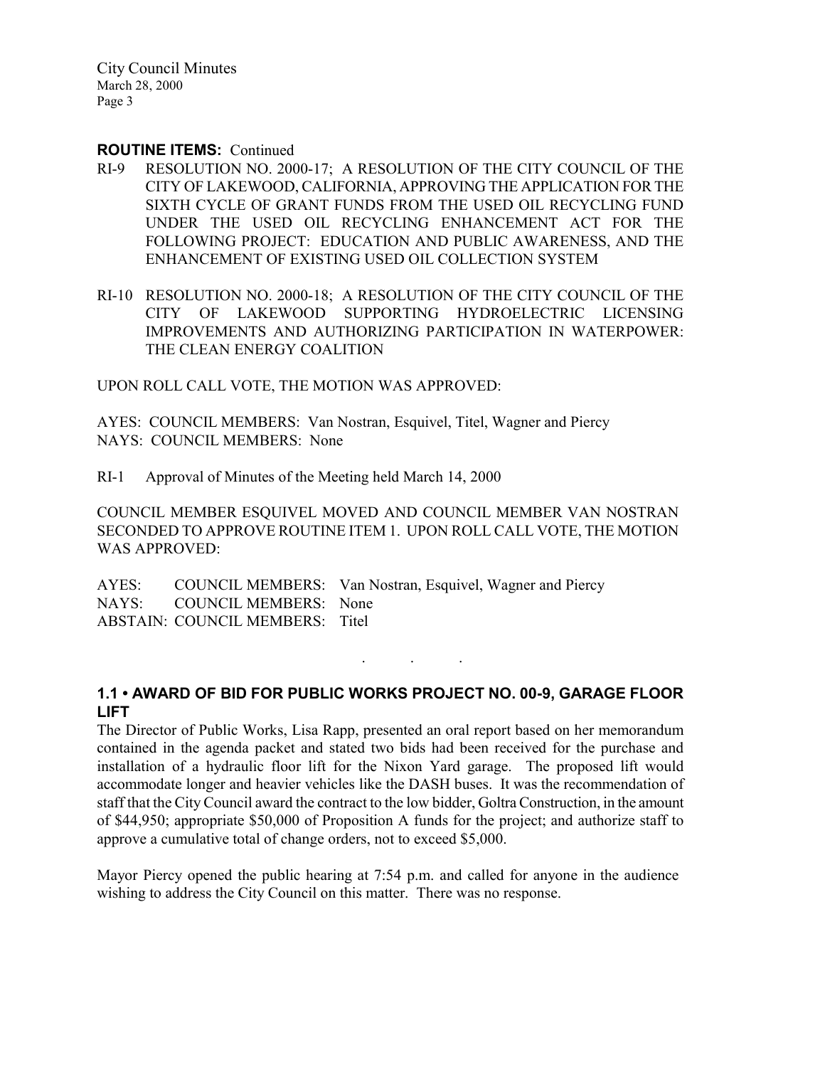**ROUTINE ITEMS:** Continued

RI-9 RESOLUTION NO. 2000-17; A RESOLUTION OF THE CITY COUNCIL OF THE CITY OF LAKEWOOD, CALIFORNIA, APPROVING THE APPLICATION FOR THE SIXTH CYCLE OF GRANT FUNDS FROM THE USED OIL RECYCLING FUND UNDER THE USED OIL RECYCLING ENHANCEMENT ACT FOR THE FOLLOWING PROJECT: EDUCATION AND PUBLIC AWARENESS, AND THE ENHANCEMENT OF EXISTING USED OIL COLLECTION SYSTEM

RI-10 RESOLUTION NO. 2000-18; A RESOLUTION OF THE CITY COUNCIL OF THE CITY OF LAKEWOOD SUPPORTING HYDROELECTRIC LICENSING IMPROVEMENTS AND AUTHORIZING PARTICIPATION IN WATERPOWER: THE CLEAN ENERGY COALITION

UPON ROLL CALL VOTE, THE MOTION WAS APPROVED:

AYES: COUNCIL MEMBERS: Van Nostran, Esquivel, Titel, Wagner and Piercy
NAYS: COUNCIL MEMBERS: None

RI-1 Approval of Minutes of the Meeting held March 14, 2000

COUNCIL MEMBER ESQUIVEL MOVED AND COUNCIL MEMBER VAN NOSTRAN SECONDED TO APPROVE ROUTINE ITEM 1. UPON ROLL CALL VOTE, THE MOTION WAS APPROVED:

AYES: COUNCIL MEMBERS: Van Nostran, Esquivel, Wagner and Piercy
NAYS: COUNCIL MEMBERS: None
ABSTAIN: COUNCIL MEMBERS: Titel

. . .

### 1.1 • AWARD OF BID FOR PUBLIC WORKS PROJECT NO. 00-9, GARAGE FLOOR LIFT

The Director of Public Works, Lisa Rapp, presented an oral report based on her memorandum contained in the agenda packet and stated two bids had been received for the purchase and installation of a hydraulic floor lift for the Nixon Yard garage. The proposed lift would accommodate longer and heavier vehicles like the DASH buses. It was the recommendation of staff that the City Council award the contract to the low bidder, Goltra Construction, in the amount of $44,950; appropriate $50,000 of Proposition A funds for the project; and authorize staff to approve a cumulative total of change orders, not to exceed $5,000.

Mayor Piercy opened the public hearing at 7:54 p.m. and called for anyone in the audience wishing to address the City Council on this matter. There was no response.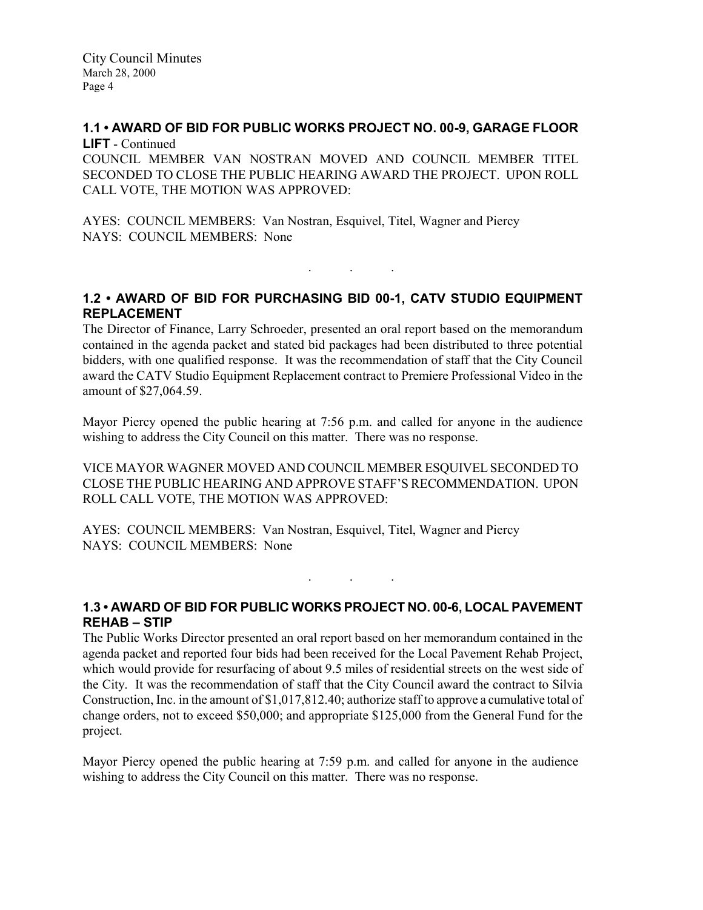### 1.1 • AWARD OF BID FOR PUBLIC WORKS PROJECT NO. 00-9, GARAGE FLOOR LIFT - Continued

COUNCIL MEMBER VAN NOSTRAN MOVED AND COUNCIL MEMBER TITEL SECONDED TO CLOSE THE PUBLIC HEARING AWARD THE PROJECT. UPON ROLL CALL VOTE, THE MOTION WAS APPROVED:

AYES: COUNCIL MEMBERS: Van Nostran, Esquivel, Titel, Wagner and Piercy
NAYS: COUNCIL MEMBERS: None

. . .

### 1.2 • AWARD OF BID FOR PURCHASING BID 00-1, CATV STUDIO EQUIPMENT REPLACEMENT

The Director of Finance, Larry Schroeder, presented an oral report based on the memorandum contained in the agenda packet and stated bid packages had been distributed to three potential bidders, with one qualified response. It was the recommendation of staff that the City Council award the CATV Studio Equipment Replacement contract to Premiere Professional Video in the amount of $27,064.59.

Mayor Piercy opened the public hearing at 7:56 p.m. and called for anyone in the audience wishing to address the City Council on this matter. There was no response.

VICE MAYOR WAGNER MOVED AND COUNCIL MEMBER ESQUIVEL SECONDED TO CLOSE THE PUBLIC HEARING AND APPROVE STAFF'S RECOMMENDATION. UPON ROLL CALL VOTE, THE MOTION WAS APPROVED:

AYES: COUNCIL MEMBERS: Van Nostran, Esquivel, Titel, Wagner and Piercy
NAYS: COUNCIL MEMBERS: None

. . .

### 1.3 • AWARD OF BID FOR PUBLIC WORKS PROJECT NO. 00-6, LOCAL PAVEMENT REHAB – STIP

The Public Works Director presented an oral report based on her memorandum contained in the agenda packet and reported four bids had been received for the Local Pavement Rehab Project, which would provide for resurfacing of about 9.5 miles of residential streets on the west side of the City. It was the recommendation of staff that the City Council award the contract to Silvia Construction, Inc. in the amount of $1,017,812.40; authorize staff to approve a cumulative total of change orders, not to exceed $50,000; and appropriate $125,000 from the General Fund for the project.

Mayor Piercy opened the public hearing at 7:59 p.m. and called for anyone in the audience wishing to address the City Council on this matter. There was no response.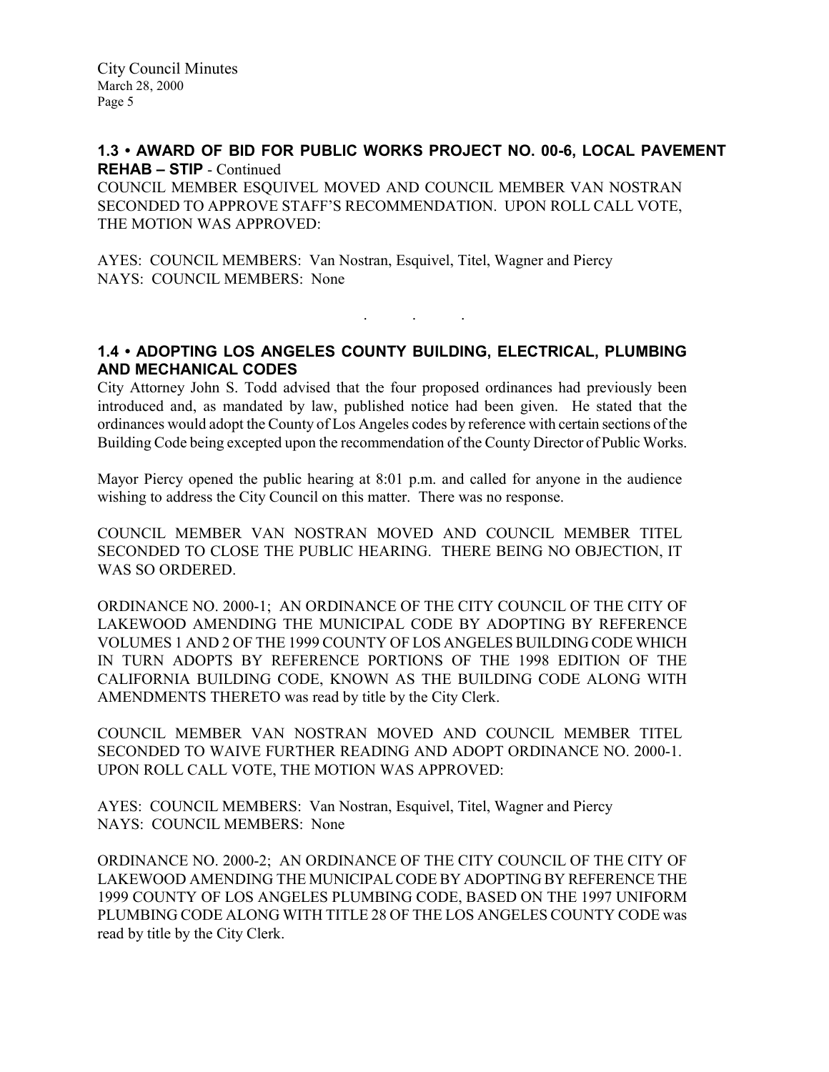### 1.3 • AWARD OF BID FOR PUBLIC WORKS PROJECT NO. 00-6, LOCAL PAVEMENT REHAB – STIP - Continued

COUNCIL MEMBER ESQUIVEL MOVED AND COUNCIL MEMBER VAN NOSTRAN SECONDED TO APPROVE STAFF'S RECOMMENDATION. UPON ROLL CALL VOTE, THE MOTION WAS APPROVED:

AYES: COUNCIL MEMBERS: Van Nostran, Esquivel, Titel, Wagner and Piercy
NAYS: COUNCIL MEMBERS: None

. . .

### 1.4 • ADOPTING LOS ANGELES COUNTY BUILDING, ELECTRICAL, PLUMBING AND MECHANICAL CODES

City Attorney John S. Todd advised that the four proposed ordinances had previously been introduced and, as mandated by law, published notice had been given. He stated that the ordinances would adopt the County of Los Angeles codes by reference with certain sections of the Building Code being excepted upon the recommendation of the County Director of Public Works.

Mayor Piercy opened the public hearing at 8:01 p.m. and called for anyone in the audience wishing to address the City Council on this matter. There was no response.

COUNCIL MEMBER VAN NOSTRAN MOVED AND COUNCIL MEMBER TITEL SECONDED TO CLOSE THE PUBLIC HEARING. THERE BEING NO OBJECTION, IT WAS SO ORDERED.

ORDINANCE NO. 2000-1; AN ORDINANCE OF THE CITY COUNCIL OF THE CITY OF LAKEWOOD AMENDING THE MUNICIPAL CODE BY ADOPTING BY REFERENCE VOLUMES 1 AND 2 OF THE 1999 COUNTY OF LOS ANGELES BUILDING CODE WHICH IN TURN ADOPTS BY REFERENCE PORTIONS OF THE 1998 EDITION OF THE CALIFORNIA BUILDING CODE, KNOWN AS THE BUILDING CODE ALONG WITH AMENDMENTS THERETO was read by title by the City Clerk.

COUNCIL MEMBER VAN NOSTRAN MOVED AND COUNCIL MEMBER TITEL SECONDED TO WAIVE FURTHER READING AND ADOPT ORDINANCE NO. 2000-1. UPON ROLL CALL VOTE, THE MOTION WAS APPROVED:

AYES: COUNCIL MEMBERS: Van Nostran, Esquivel, Titel, Wagner and Piercy
NAYS: COUNCIL MEMBERS: None

ORDINANCE NO. 2000-2; AN ORDINANCE OF THE CITY COUNCIL OF THE CITY OF LAKEWOOD AMENDING THE MUNICIPAL CODE BY ADOPTING BY REFERENCE THE 1999 COUNTY OF LOS ANGELES PLUMBING CODE, BASED ON THE 1997 UNIFORM PLUMBING CODE ALONG WITH TITLE 28 OF THE LOS ANGELES COUNTY CODE was read by title by the City Clerk.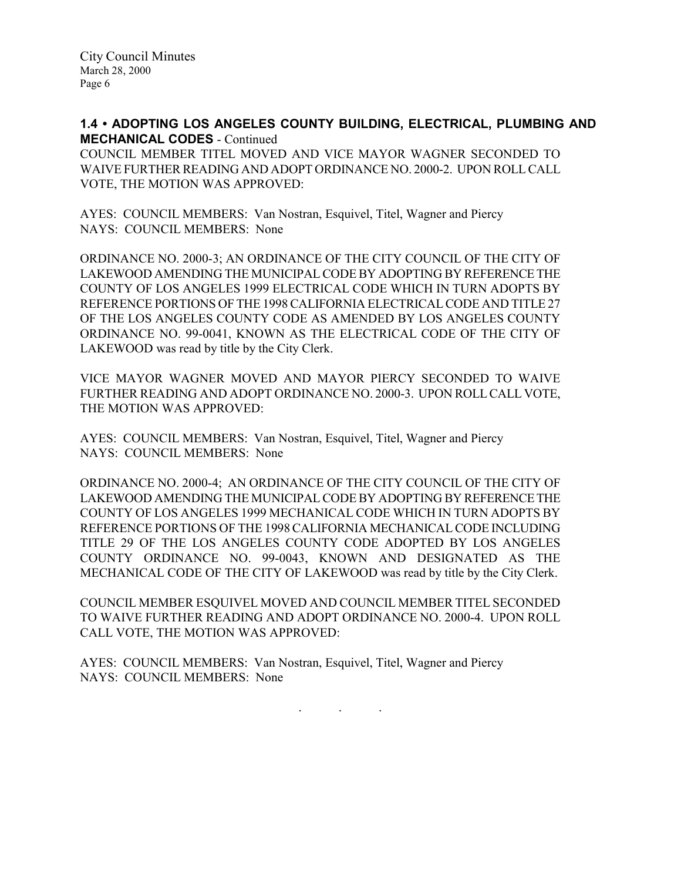**1.4 • ADOPTING LOS ANGELES COUNTY BUILDING, ELECTRICAL, PLUMBING AND MECHANICAL CODES** - Continued

COUNCIL MEMBER TITEL MOVED AND VICE MAYOR WAGNER SECONDED TO WAIVE FURTHER READING AND ADOPT ORDINANCE NO. 2000-2. UPON ROLL CALL VOTE, THE MOTION WAS APPROVED:

AYES: COUNCIL MEMBERS: Van Nostran, Esquivel, Titel, Wagner and Piercy
NAYS: COUNCIL MEMBERS: None

ORDINANCE NO. 2000-3; AN ORDINANCE OF THE CITY COUNCIL OF THE CITY OF LAKEWOOD AMENDING THE MUNICIPAL CODE BY ADOPTING BY REFERENCE THE COUNTY OF LOS ANGELES 1999 ELECTRICAL CODE WHICH IN TURN ADOPTS BY REFERENCE PORTIONS OF THE 1998 CALIFORNIA ELECTRICAL CODE AND TITLE 27 OF THE LOS ANGELES COUNTY CODE AS AMENDED BY LOS ANGELES COUNTY ORDINANCE NO. 99-0041, KNOWN AS THE ELECTRICAL CODE OF THE CITY OF LAKEWOOD was read by title by the City Clerk.

VICE MAYOR WAGNER MOVED AND MAYOR PIERCY SECONDED TO WAIVE FURTHER READING AND ADOPT ORDINANCE NO. 2000-3. UPON ROLL CALL VOTE, THE MOTION WAS APPROVED:

AYES: COUNCIL MEMBERS: Van Nostran, Esquivel, Titel, Wagner and Piercy
NAYS: COUNCIL MEMBERS: None

ORDINANCE NO. 2000-4; AN ORDINANCE OF THE CITY COUNCIL OF THE CITY OF LAKEWOOD AMENDING THE MUNICIPAL CODE BY ADOPTING BY REFERENCE THE COUNTY OF LOS ANGELES 1999 MECHANICAL CODE WHICH IN TURN ADOPTS BY REFERENCE PORTIONS OF THE 1998 CALIFORNIA MECHANICAL CODE INCLUDING TITLE 29 OF THE LOS ANGELES COUNTY CODE ADOPTED BY LOS ANGELES COUNTY ORDINANCE NO. 99-0043, KNOWN AND DESIGNATED AS THE MECHANICAL CODE OF THE CITY OF LAKEWOOD was read by title by the City Clerk.

COUNCIL MEMBER ESQUIVEL MOVED AND COUNCIL MEMBER TITEL SECONDED TO WAIVE FURTHER READING AND ADOPT ORDINANCE NO. 2000-4. UPON ROLL CALL VOTE, THE MOTION WAS APPROVED:

AYES: COUNCIL MEMBERS: Van Nostran, Esquivel, Titel, Wagner and Piercy
NAYS: COUNCIL MEMBERS: None

. . .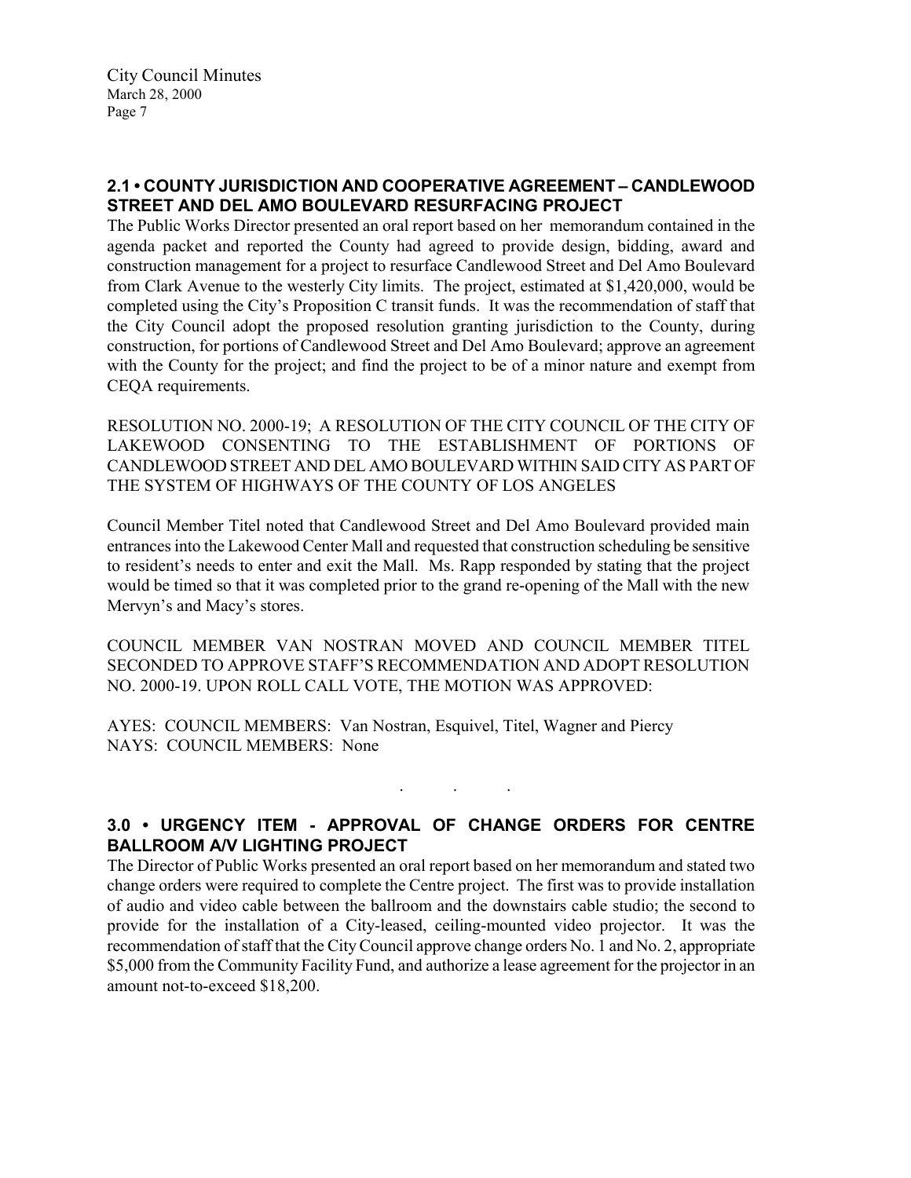## 2.1 • COUNTY JURISDICTION AND COOPERATIVE AGREEMENT – CANDLEWOOD STREET AND DEL AMO BOULEVARD RESURFACING PROJECT

The Public Works Director presented an oral report based on her memorandum contained in the agenda packet and reported the County had agreed to provide design, bidding, award and construction management for a project to resurface Candlewood Street and Del Amo Boulevard from Clark Avenue to the westerly City limits. The project, estimated at $1,420,000, would be completed using the City's Proposition C transit funds. It was the recommendation of staff that the City Council adopt the proposed resolution granting jurisdiction to the County, during construction, for portions of Candlewood Street and Del Amo Boulevard; approve an agreement with the County for the project; and find the project to be of a minor nature and exempt from CEQA requirements.

RESOLUTION NO. 2000-19; A RESOLUTION OF THE CITY COUNCIL OF THE CITY OF LAKEWOOD CONSENTING TO THE ESTABLISHMENT OF PORTIONS OF CANDLEWOOD STREET AND DEL AMO BOULEVARD WITHIN SAID CITY AS PART OF THE SYSTEM OF HIGHWAYS OF THE COUNTY OF LOS ANGELES

Council Member Titel noted that Candlewood Street and Del Amo Boulevard provided main entrances into the Lakewood Center Mall and requested that construction scheduling be sensitive to resident's needs to enter and exit the Mall. Ms. Rapp responded by stating that the project would be timed so that it was completed prior to the grand re-opening of the Mall with the new Mervyn's and Macy's stores.

COUNCIL MEMBER VAN NOSTRAN MOVED AND COUNCIL MEMBER TITEL SECONDED TO APPROVE STAFF'S RECOMMENDATION AND ADOPT RESOLUTION NO. 2000-19. UPON ROLL CALL VOTE, THE MOTION WAS APPROVED:

AYES: COUNCIL MEMBERS: Van Nostran, Esquivel, Titel, Wagner and Piercy
NAYS: COUNCIL MEMBERS: None

. . .

## 3.0 • URGENCY ITEM - APPROVAL OF CHANGE ORDERS FOR CENTRE BALLROOM A/V LIGHTING PROJECT

The Director of Public Works presented an oral report based on her memorandum and stated two change orders were required to complete the Centre project. The first was to provide installation of audio and video cable between the ballroom and the downstairs cable studio; the second to provide for the installation of a City-leased, ceiling-mounted video projector. It was the recommendation of staff that the City Council approve change orders No. 1 and No. 2, appropriate $5,000 from the Community Facility Fund, and authorize a lease agreement for the projector in an amount not-to-exceed $18,200.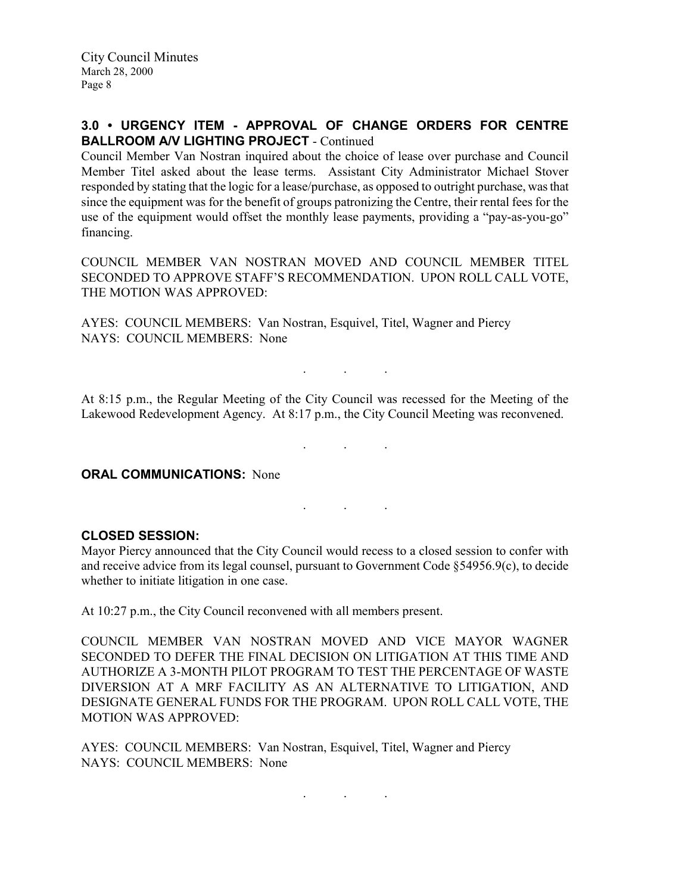## 3.0 • URGENCY ITEM - APPROVAL OF CHANGE ORDERS FOR CENTRE BALLROOM A/V LIGHTING PROJECT - Continued

Council Member Van Nostran inquired about the choice of lease over purchase and Council Member Titel asked about the lease terms. Assistant City Administrator Michael Stover responded by stating that the logic for a lease/purchase, as opposed to outright purchase, was that since the equipment was for the benefit of groups patronizing the Centre, their rental fees for the use of the equipment would offset the monthly lease payments, providing a "pay-as-you-go" financing.

COUNCIL MEMBER VAN NOSTRAN MOVED AND COUNCIL MEMBER TITEL SECONDED TO APPROVE STAFF'S RECOMMENDATION. UPON ROLL CALL VOTE, THE MOTION WAS APPROVED:

AYES: COUNCIL MEMBERS: Van Nostran, Esquivel, Titel, Wagner and Piercy
NAYS: COUNCIL MEMBERS: None

. . .

At 8:15 p.m., the Regular Meeting of the City Council was recessed for the Meeting of the Lakewood Redevelopment Agency. At 8:17 p.m., the City Council Meeting was reconvened.

. . .

**ORAL COMMUNICATIONS:** None

. . .

**CLOSED SESSION:**

Mayor Piercy announced that the City Council would recess to a closed session to confer with and receive advice from its legal counsel, pursuant to Government Code §54956.9(c), to decide whether to initiate litigation in one case.

At 10:27 p.m., the City Council reconvened with all members present.

COUNCIL MEMBER VAN NOSTRAN MOVED AND VICE MAYOR WAGNER SECONDED TO DEFER THE FINAL DECISION ON LITIGATION AT THIS TIME AND AUTHORIZE A 3-MONTH PILOT PROGRAM TO TEST THE PERCENTAGE OF WASTE DIVERSION AT A MRF FACILITY AS AN ALTERNATIVE TO LITIGATION, AND DESIGNATE GENERAL FUNDS FOR THE PROGRAM. UPON ROLL CALL VOTE, THE MOTION WAS APPROVED:

AYES: COUNCIL MEMBERS: Van Nostran, Esquivel, Titel, Wagner and Piercy
NAYS: COUNCIL MEMBERS: None

. . .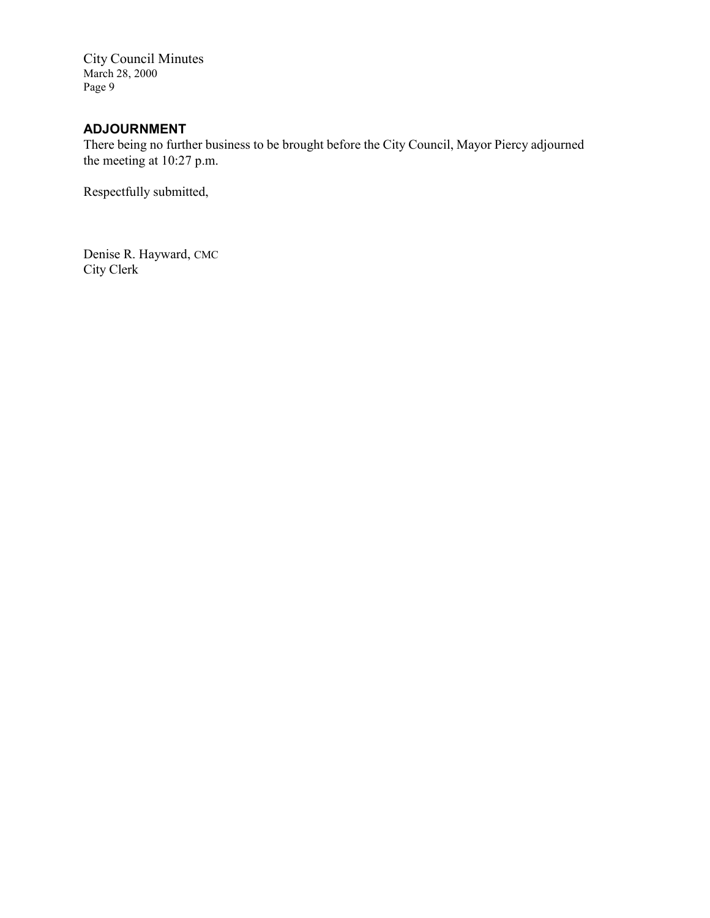## ADJOURNMENT

There being no further business to be brought before the City Council, Mayor Piercy adjourned the meeting at 10:27 p.m.

Respectfully submitted,

Denise R. Hayward, CMC
City Clerk